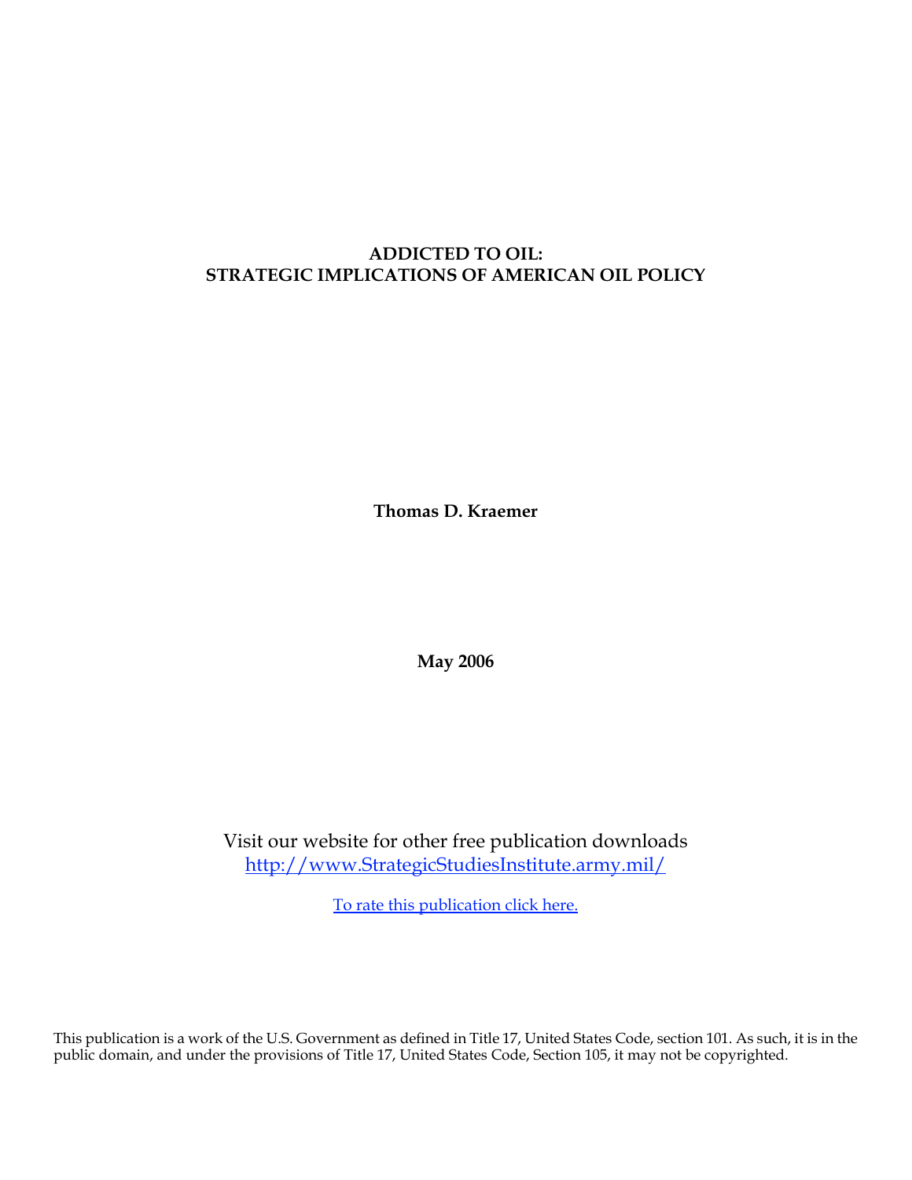# ADDICTED TO OIL:
# STRATEGIC IMPLICATIONS OF AMERICAN OIL POLICY

**Thomas D. Kraemer**

**May 2006**

Visit our website for other free publication downloads
[http://www.StrategicStudiesInstitute.army.mil/](http://www.StrategicStudiesInstitute.army.mil/)

To rate this publication click here.

This publication is a work of the U.S. Government as defined in Title 17, United States Code, section 101. As such, it is in the public domain, and under the provisions of Title 17, United States Code, Section 105, it may not be copyrighted.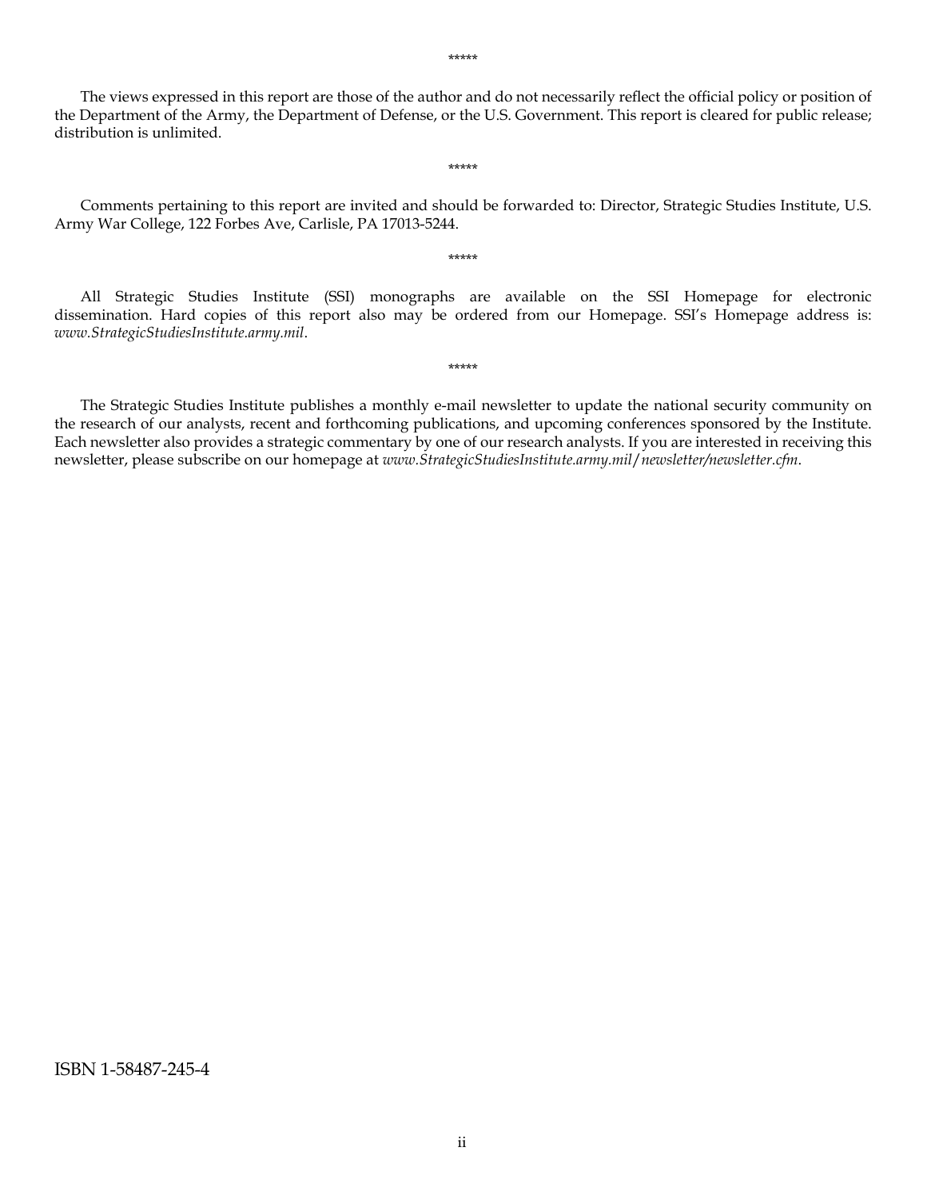*****

The views expressed in this report are those of the author and do not necessarily reflect the official policy or position of the Department of the Army, the Department of Defense, or the U.S. Government. This report is cleared for public release; distribution is unlimited.

*****

Comments pertaining to this report are invited and should be forwarded to: Director, Strategic Studies Institute, U.S. Army War College, 122 Forbes Ave, Carlisle, PA 17013-5244.

*****

All Strategic Studies Institute (SSI) monographs are available on the SSI Homepage for electronic dissemination. Hard copies of this report also may be ordered from our Homepage. SSI's Homepage address is: *www.StrategicStudiesInstitute.army.mil*.

*****

The Strategic Studies Institute publishes a monthly e-mail newsletter to update the national security community on the research of our analysts, recent and forthcoming publications, and upcoming conferences sponsored by the Institute. Each newsletter also provides a strategic commentary by one of our research analysts. If you are interested in receiving this newsletter, please subscribe on our homepage at *www.StrategicStudiesInstitute.army.mil/newsletter/newsletter.cfm*.

ISBN 1-58487-245-4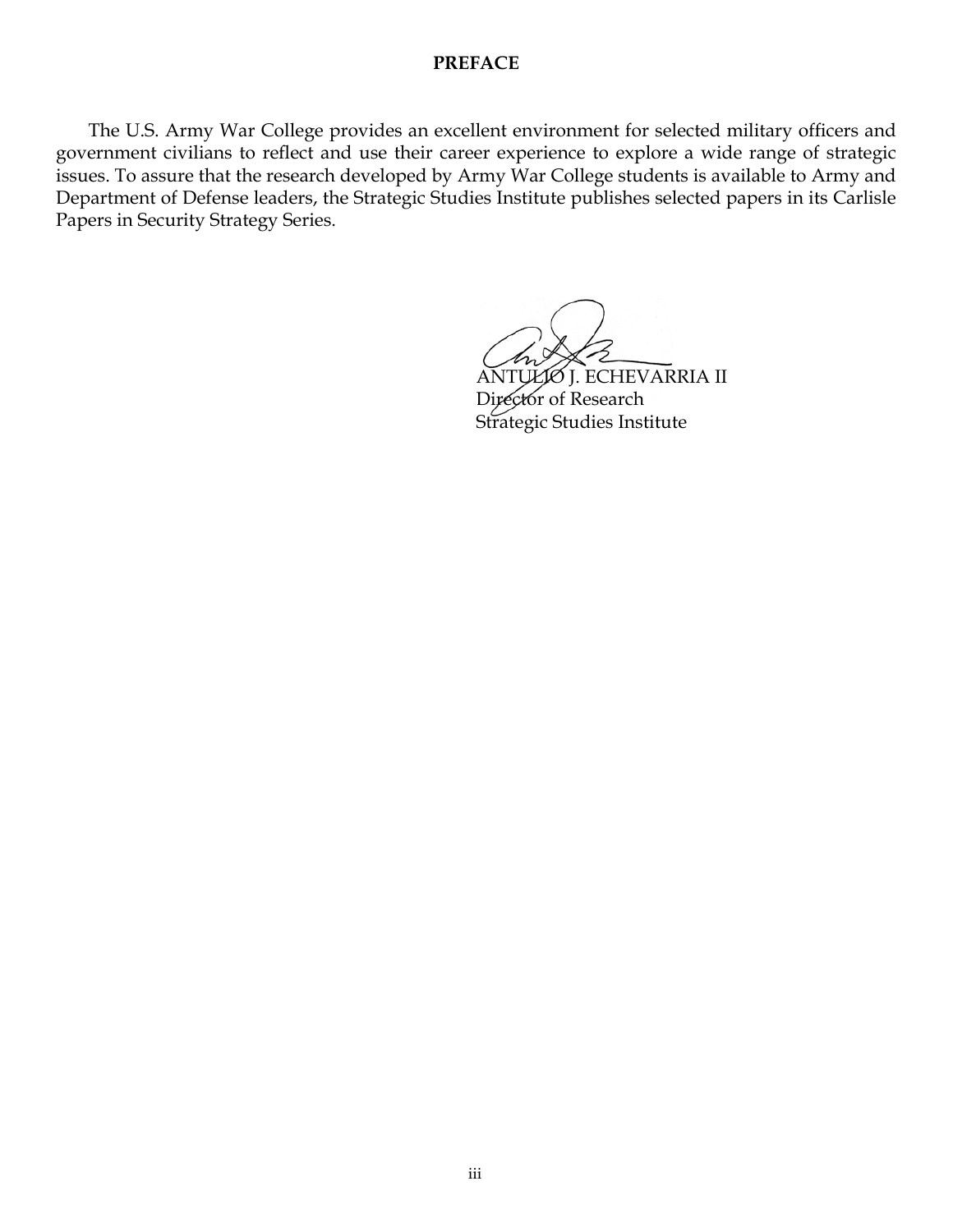## PREFACE

The U.S. Army War College provides an excellent environment for selected military officers and government civilians to reflect and use their career experience to explore a wide range of strategic issues. To assure that the research developed by Army War College students is available to Army and Department of Defense leaders, the Strategic Studies Institute publishes selected papers in its Carlisle Papers in Security Strategy Series.

ANTULIO J. ECHEVARRIA II
Director of Research
Strategic Studies Institute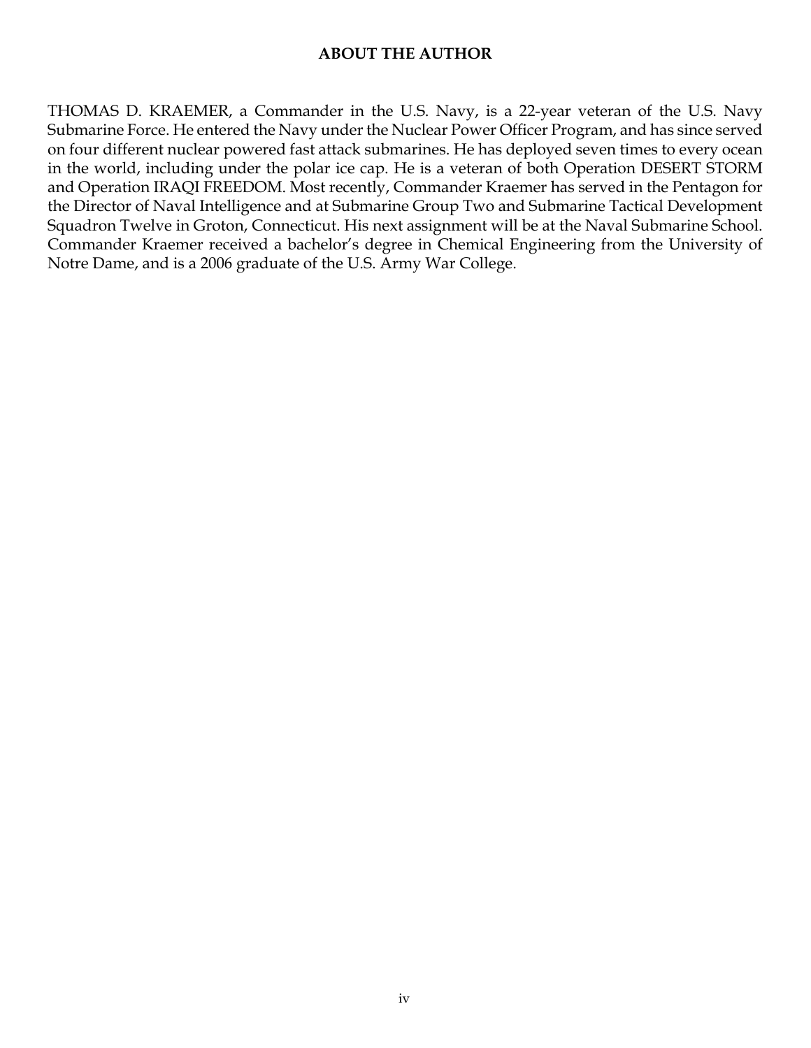## ABOUT THE AUTHOR

THOMAS D. KRAEMER, a Commander in the U.S. Navy, is a 22-year veteran of the U.S. Navy Submarine Force. He entered the Navy under the Nuclear Power Officer Program, and has since served on four different nuclear powered fast attack submarines. He has deployed seven times to every ocean in the world, including under the polar ice cap. He is a veteran of both Operation DESERT STORM and Operation IRAQI FREEDOM. Most recently, Commander Kraemer has served in the Pentagon for the Director of Naval Intelligence and at Submarine Group Two and Submarine Tactical Development Squadron Twelve in Groton, Connecticut. His next assignment will be at the Naval Submarine School. Commander Kraemer received a bachelor's degree in Chemical Engineering from the University of Notre Dame, and is a 2006 graduate of the U.S. Army War College.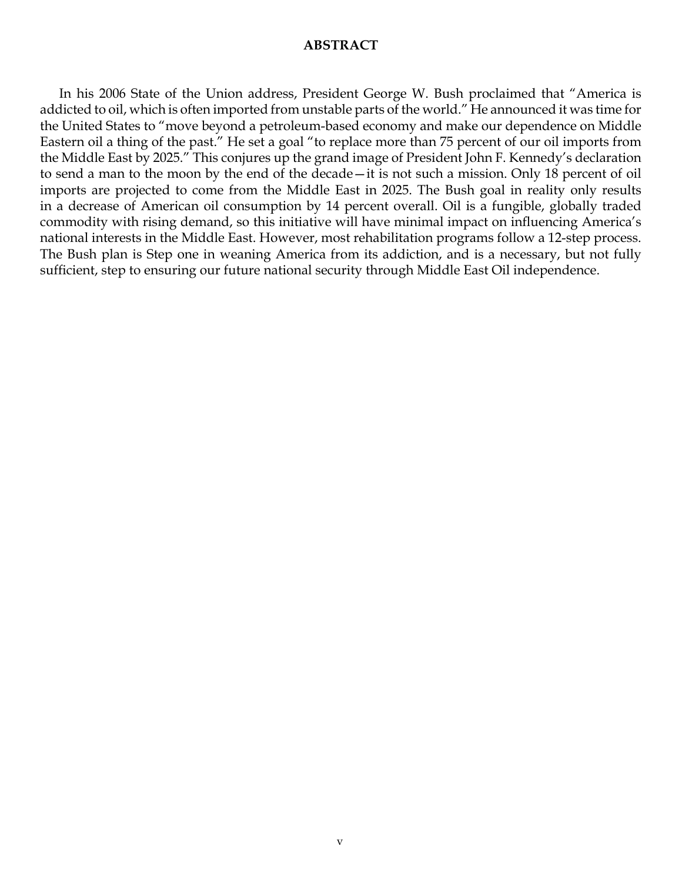# ABSTRACT

In his 2006 State of the Union address, President George W. Bush proclaimed that "America is addicted to oil, which is often imported from unstable parts of the world." He announced it was time for the United States to "move beyond a petroleum-based economy and make our dependence on Middle Eastern oil a thing of the past." He set a goal "to replace more than 75 percent of our oil imports from the Middle East by 2025." This conjures up the grand image of President John F. Kennedy's declaration to send a man to the moon by the end of the decade—it is not such a mission. Only 18 percent of oil imports are projected to come from the Middle East in 2025. The Bush goal in reality only results in a decrease of American oil consumption by 14 percent overall. Oil is a fungible, globally traded commodity with rising demand, so this initiative will have minimal impact on influencing America's national interests in the Middle East. However, most rehabilitation programs follow a 12-step process. The Bush plan is Step one in weaning America from its addiction, and is a necessary, but not fully sufficient, step to ensuring our future national security through Middle East Oil independence.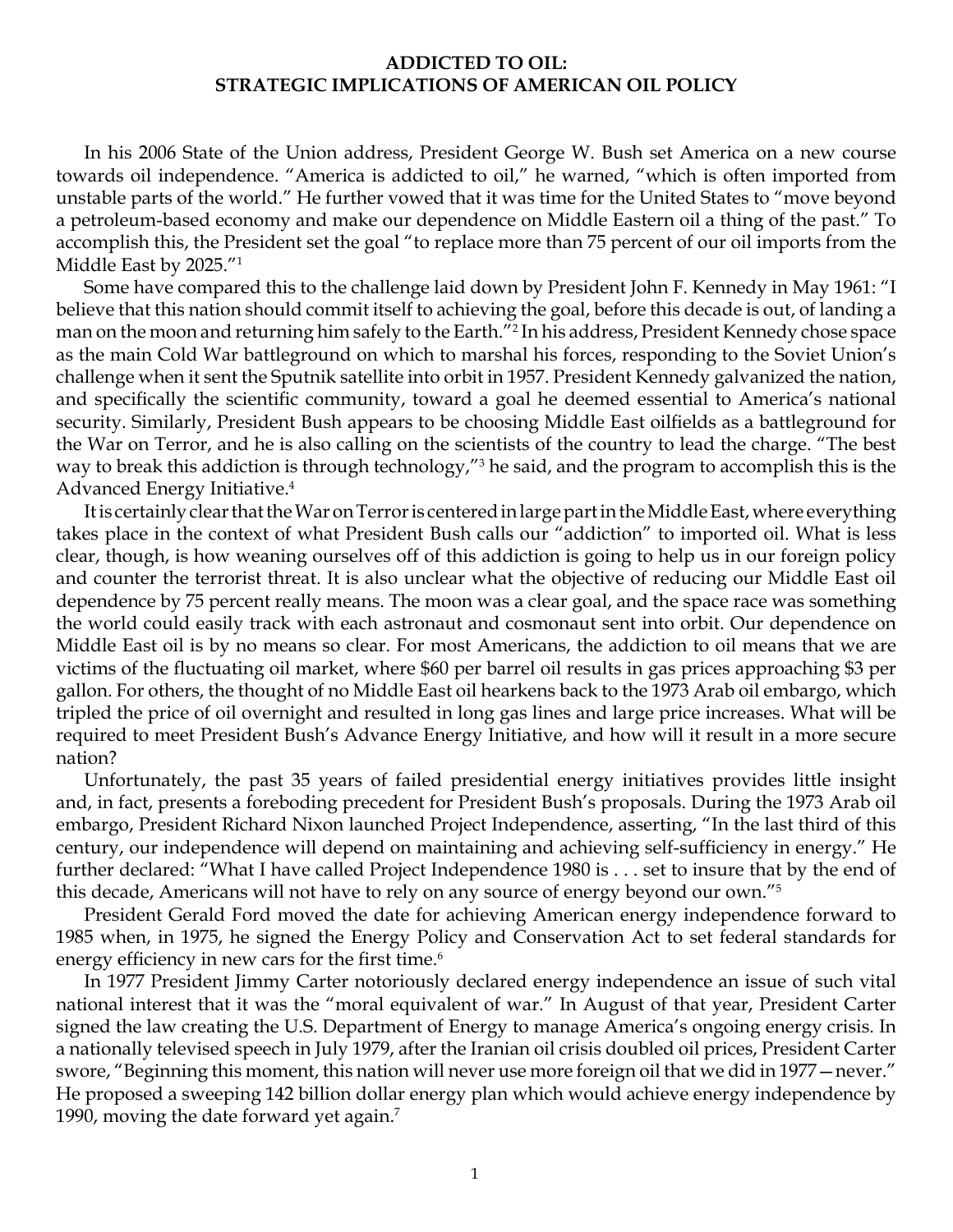# ADDICTED TO OIL: STRATEGIC IMPLICATIONS OF AMERICAN OIL POLICY

In his 2006 State of the Union address, President George W. Bush set America on a new course towards oil independence. "America is addicted to oil," he warned, "which is often imported from unstable parts of the world." He further vowed that it was time for the United States to "move beyond a petroleum-based economy and make our dependence on Middle Eastern oil a thing of the past." To accomplish this, the President set the goal "to replace more than 75 percent of our oil imports from the Middle East by 2025."[1]

Some have compared this to the challenge laid down by President John F. Kennedy in May 1961: "I believe that this nation should commit itself to achieving the goal, before this decade is out, of landing a man on the moon and returning him safely to the Earth."[2] In his address, President Kennedy chose space as the main Cold War battleground on which to marshal his forces, responding to the Soviet Union's challenge when it sent the Sputnik satellite into orbit in 1957. President Kennedy galvanized the nation, and specifically the scientific community, toward a goal he deemed essential to America's national security. Similarly, President Bush appears to be choosing Middle East oilfields as a battleground for the War on Terror, and he is also calling on the scientists of the country to lead the charge. "The best way to break this addiction is through technology,"[3] he said, and the program to accomplish this is the Advanced Energy Initiative.[4]

It is certainly clear that the War on Terror is centered in large part in the Middle East, where everything takes place in the context of what President Bush calls our "addiction" to imported oil. What is less clear, though, is how weaning ourselves off of this addiction is going to help us in our foreign policy and counter the terrorist threat. It is also unclear what the objective of reducing our Middle East oil dependence by 75 percent really means. The moon was a clear goal, and the space race was something the world could easily track with each astronaut and cosmonaut sent into orbit. Our dependence on Middle East oil is by no means so clear. For most Americans, the addiction to oil means that we are victims of the fluctuating oil market, where $60 per barrel oil results in gas prices approaching $3 per gallon. For others, the thought of no Middle East oil hearkens back to the 1973 Arab oil embargo, which tripled the price of oil overnight and resulted in long gas lines and large price increases. What will be required to meet President Bush's Advance Energy Initiative, and how will it result in a more secure nation?

Unfortunately, the past 35 years of failed presidential energy initiatives provides little insight and, in fact, presents a foreboding precedent for President Bush's proposals. During the 1973 Arab oil embargo, President Richard Nixon launched Project Independence, asserting, "In the last third of this century, our independence will depend on maintaining and achieving self-sufficiency in energy." He further declared: "What I have called Project Independence 1980 is . . . set to insure that by the end of this decade, Americans will not have to rely on any source of energy beyond our own."[5]

President Gerald Ford moved the date for achieving American energy independence forward to 1985 when, in 1975, he signed the Energy Policy and Conservation Act to set federal standards for energy efficiency in new cars for the first time.[6]

In 1977 President Jimmy Carter notoriously declared energy independence an issue of such vital national interest that it was the "moral equivalent of war." In August of that year, President Carter signed the law creating the U.S. Department of Energy to manage America's ongoing energy crisis. In a nationally televised speech in July 1979, after the Iranian oil crisis doubled oil prices, President Carter swore, "Beginning this moment, this nation will never use more foreign oil that we did in 1977—never." He proposed a sweeping 142 billion dollar energy plan which would achieve energy independence by 1990, moving the date forward yet again.[7]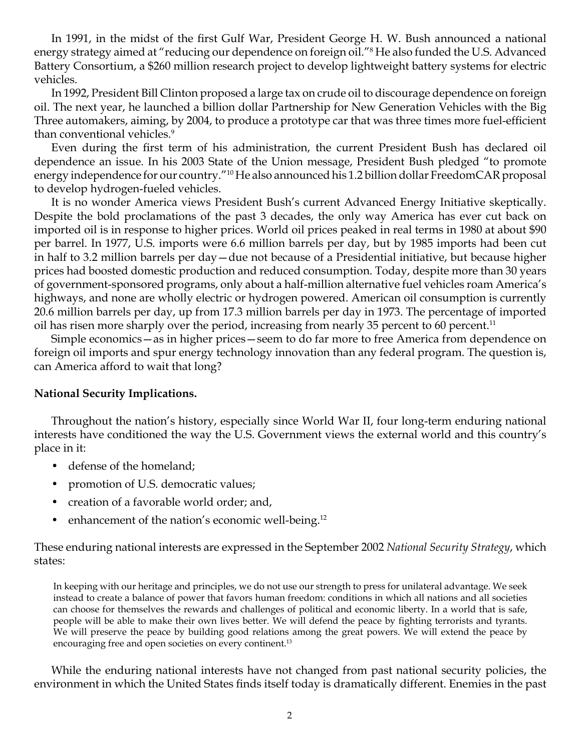In 1991, in the midst of the first Gulf War, President George H. W. Bush announced a national energy strategy aimed at "reducing our dependence on foreign oil."[8] He also funded the U.S. Advanced Battery Consortium, a $260 million research project to develop lightweight battery systems for electric vehicles.

In 1992, President Bill Clinton proposed a large tax on crude oil to discourage dependence on foreign oil. The next year, he launched a billion dollar Partnership for New Generation Vehicles with the Big Three automakers, aiming, by 2004, to produce a prototype car that was three times more fuel-efficient than conventional vehicles.[9]

Even during the first term of his administration, the current President Bush has declared oil dependence an issue. In his 2003 State of the Union message, President Bush pledged "to promote energy independence for our country."[10] He also announced his 1.2 billion dollar FreedomCAR proposal to develop hydrogen-fueled vehicles.

It is no wonder America views President Bush's current Advanced Energy Initiative skeptically. Despite the bold proclamations of the past 3 decades, the only way America has ever cut back on imported oil is in response to higher prices. World oil prices peaked in real terms in 1980 at about $90 per barrel. In 1977, U.S. imports were 6.6 million barrels per day, but by 1985 imports had been cut in half to 3.2 million barrels per day—due not because of a Presidential initiative, but because higher prices had boosted domestic production and reduced consumption. Today, despite more than 30 years of government-sponsored programs, only about a half-million alternative fuel vehicles roam America's highways, and none are wholly electric or hydrogen powered. American oil consumption is currently 20.6 million barrels per day, up from 17.3 million barrels per day in 1973. The percentage of imported oil has risen more sharply over the period, increasing from nearly 35 percent to 60 percent.[11]

Simple economics—as in higher prices—seem to do far more to free America from dependence on foreign oil imports and spur energy technology innovation than any federal program. The question is, can America afford to wait that long?

**National Security Implications.**

Throughout the nation's history, especially since World War II, four long-term enduring national interests have conditioned the way the U.S. Government views the external world and this country's place in it:

- defense of the homeland;
- promotion of U.S. democratic values;
- creation of a favorable world order; and,
- enhancement of the nation's economic well-being.[12]

These enduring national interests are expressed in the September 2002 *National Security Strategy*, which states:

> In keeping with our heritage and principles, we do not use our strength to press for unilateral advantage. We seek instead to create a balance of power that favors human freedom: conditions in which all nations and all societies can choose for themselves the rewards and challenges of political and economic liberty. In a world that is safe, people will be able to make their own lives better. We will defend the peace by fighting terrorists and tyrants. We will preserve the peace by building good relations among the great powers. We will extend the peace by encouraging free and open societies on every continent.[13]

While the enduring national interests have not changed from past national security policies, the environment in which the United States finds itself today is dramatically different. Enemies in the past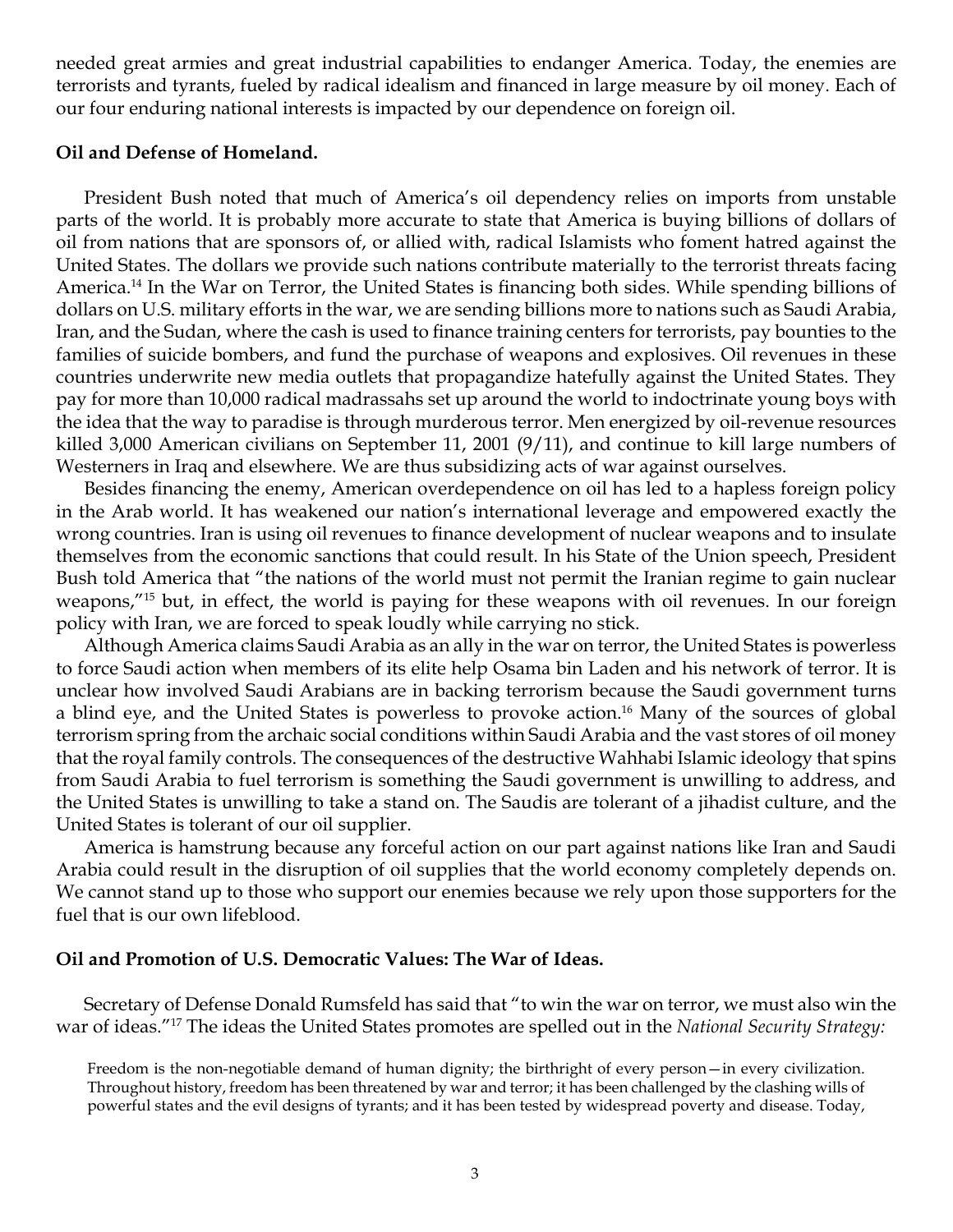needed great armies and great industrial capabilities to endanger America. Today, the enemies are terrorists and tyrants, fueled by radical idealism and financed in large measure by oil money. Each of our four enduring national interests is impacted by our dependence on foreign oil.

**Oil and Defense of Homeland.**

President Bush noted that much of America's oil dependency relies on imports from unstable parts of the world. It is probably more accurate to state that America is buying billions of dollars of oil from nations that are sponsors of, or allied with, radical Islamists who foment hatred against the United States. The dollars we provide such nations contribute materially to the terrorist threats facing America.[14] In the War on Terror, the United States is financing both sides. While spending billions of dollars on U.S. military efforts in the war, we are sending billions more to nations such as Saudi Arabia, Iran, and the Sudan, where the cash is used to finance training centers for terrorists, pay bounties to the families of suicide bombers, and fund the purchase of weapons and explosives. Oil revenues in these countries underwrite new media outlets that propagandize hatefully against the United States. They pay for more than 10,000 radical madrassahs set up around the world to indoctrinate young boys with the idea that the way to paradise is through murderous terror. Men energized by oil-revenue resources killed 3,000 American civilians on September 11, 2001 (9/11), and continue to kill large numbers of Westerners in Iraq and elsewhere. We are thus subsidizing acts of war against ourselves.

Besides financing the enemy, American overdependence on oil has led to a hapless foreign policy in the Arab world. It has weakened our nation's international leverage and empowered exactly the wrong countries. Iran is using oil revenues to finance development of nuclear weapons and to insulate themselves from the economic sanctions that could result. In his State of the Union speech, President Bush told America that "the nations of the world must not permit the Iranian regime to gain nuclear weapons,"[15] but, in effect, the world is paying for these weapons with oil revenues. In our foreign policy with Iran, we are forced to speak loudly while carrying no stick.

Although America claims Saudi Arabia as an ally in the war on terror, the United States is powerless to force Saudi action when members of its elite help Osama bin Laden and his network of terror. It is unclear how involved Saudi Arabians are in backing terrorism because the Saudi government turns a blind eye, and the United States is powerless to provoke action.[16] Many of the sources of global terrorism spring from the archaic social conditions within Saudi Arabia and the vast stores of oil money that the royal family controls. The consequences of the destructive Wahhabi Islamic ideology that spins from Saudi Arabia to fuel terrorism is something the Saudi government is unwilling to address, and the United States is unwilling to take a stand on. The Saudis are tolerant of a jihadist culture, and the United States is tolerant of our oil supplier.

America is hamstrung because any forceful action on our part against nations like Iran and Saudi Arabia could result in the disruption of oil supplies that the world economy completely depends on. We cannot stand up to those who support our enemies because we rely upon those supporters for the fuel that is our own lifeblood.

**Oil and Promotion of U.S. Democratic Values: The War of Ideas.**

Secretary of Defense Donald Rumsfeld has said that "to win the war on terror, we must also win the war of ideas."[17] The ideas the United States promotes are spelled out in the *National Security Strategy:*

> Freedom is the non-negotiable demand of human dignity; the birthright of every person—in every civilization. Throughout history, freedom has been threatened by war and terror; it has been challenged by the clashing wills of powerful states and the evil designs of tyrants; and it has been tested by widespread poverty and disease. Today,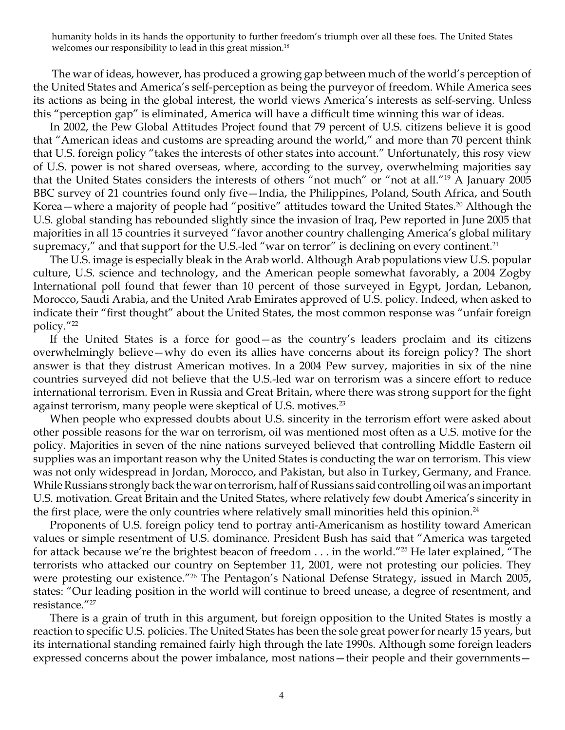humanity holds in its hands the opportunity to further freedom's triumph over all these foes. The United States welcomes our responsibility to lead in this great mission.[18]

The war of ideas, however, has produced a growing gap between much of the world's perception of the United States and America's self-perception as being the purveyor of freedom. While America sees its actions as being in the global interest, the world views America's interests as self-serving. Unless this "perception gap" is eliminated, America will have a difficult time winning this war of ideas.

In 2002, the Pew Global Attitudes Project found that 79 percent of U.S. citizens believe it is good that "American ideas and customs are spreading around the world," and more than 70 percent think that U.S. foreign policy "takes the interests of other states into account." Unfortunately, this rosy view of U.S. power is not shared overseas, where, according to the survey, overwhelming majorities say that the United States considers the interests of others "not much" or "not at all."[19] A January 2005 BBC survey of 21 countries found only five—India, the Philippines, Poland, South Africa, and South Korea—where a majority of people had "positive" attitudes toward the United States.[20] Although the U.S. global standing has rebounded slightly since the invasion of Iraq, Pew reported in June 2005 that majorities in all 15 countries it surveyed "favor another country challenging America's global military supremacy," and that support for the U.S.-led "war on terror" is declining on every continent.[21]

The U.S. image is especially bleak in the Arab world. Although Arab populations view U.S. popular culture, U.S. science and technology, and the American people somewhat favorably, a 2004 Zogby International poll found that fewer than 10 percent of those surveyed in Egypt, Jordan, Lebanon, Morocco, Saudi Arabia, and the United Arab Emirates approved of U.S. policy. Indeed, when asked to indicate their "first thought" about the United States, the most common response was "unfair foreign policy."[22]

If the United States is a force for good—as the country's leaders proclaim and its citizens overwhelmingly believe—why do even its allies have concerns about its foreign policy? The short answer is that they distrust American motives. In a 2004 Pew survey, majorities in six of the nine countries surveyed did not believe that the U.S.-led war on terrorism was a sincere effort to reduce international terrorism. Even in Russia and Great Britain, where there was strong support for the fight against terrorism, many people were skeptical of U.S. motives.[23]

When people who expressed doubts about U.S. sincerity in the terrorism effort were asked about other possible reasons for the war on terrorism, oil was mentioned most often as a U.S. motive for the policy. Majorities in seven of the nine nations surveyed believed that controlling Middle Eastern oil supplies was an important reason why the United States is conducting the war on terrorism. This view was not only widespread in Jordan, Morocco, and Pakistan, but also in Turkey, Germany, and France. While Russians strongly back the war on terrorism, half of Russians said controlling oil was an important U.S. motivation. Great Britain and the United States, where relatively few doubt America's sincerity in the first place, were the only countries where relatively small minorities held this opinion.[24]

Proponents of U.S. foreign policy tend to portray anti-Americanism as hostility toward American values or simple resentment of U.S. dominance. President Bush has said that "America was targeted for attack because we're the brightest beacon of freedom . . . in the world."[25] He later explained, "The terrorists who attacked our country on September 11, 2001, were not protesting our policies. They were protesting our existence."[26] The Pentagon's National Defense Strategy, issued in March 2005, states: "Our leading position in the world will continue to breed unease, a degree of resentment, and resistance."[27]

There is a grain of truth in this argument, but foreign opposition to the United States is mostly a reaction to specific U.S. policies. The United States has been the sole great power for nearly 15 years, but its international standing remained fairly high through the late 1990s. Although some foreign leaders expressed concerns about the power imbalance, most nations—their people and their governments—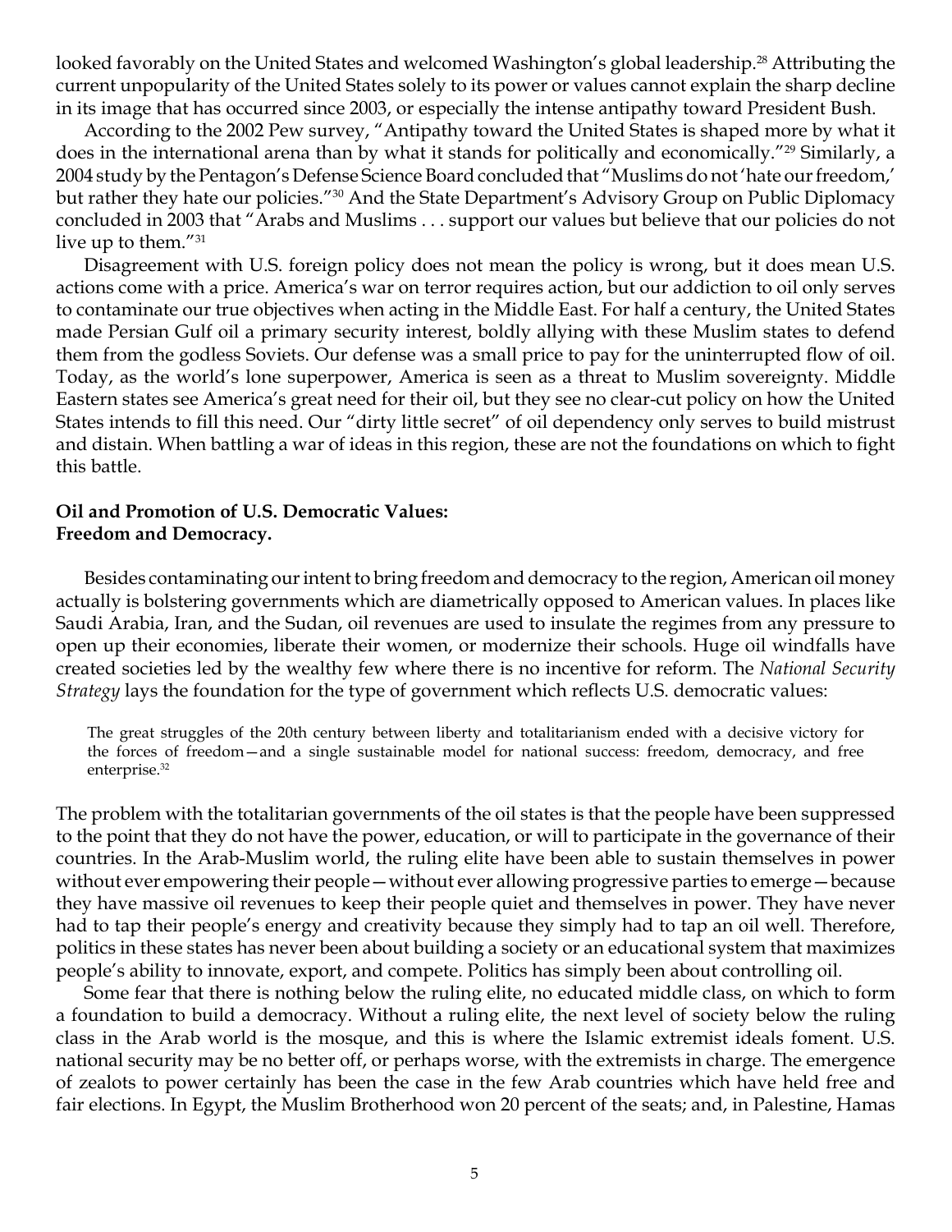looked favorably on the United States and welcomed Washington's global leadership.[28] Attributing the current unpopularity of the United States solely to its power or values cannot explain the sharp decline in its image that has occurred since 2003, or especially the intense antipathy toward President Bush.

According to the 2002 Pew survey, "Antipathy toward the United States is shaped more by what it does in the international arena than by what it stands for politically and economically."[29] Similarly, a 2004 study by the Pentagon's Defense Science Board concluded that "Muslims do not 'hate our freedom,' but rather they hate our policies."[30] And the State Department's Advisory Group on Public Diplomacy concluded in 2003 that "Arabs and Muslims . . . support our values but believe that our policies do not live up to them."[31]

Disagreement with U.S. foreign policy does not mean the policy is wrong, but it does mean U.S. actions come with a price. America's war on terror requires action, but our addiction to oil only serves to contaminate our true objectives when acting in the Middle East. For half a century, the United States made Persian Gulf oil a primary security interest, boldly allying with these Muslim states to defend them from the godless Soviets. Our defense was a small price to pay for the uninterrupted flow of oil. Today, as the world's lone superpower, America is seen as a threat to Muslim sovereignty. Middle Eastern states see America's great need for their oil, but they see no clear-cut policy on how the United States intends to fill this need. Our "dirty little secret" of oil dependency only serves to build mistrust and distain. When battling a war of ideas in this region, these are not the foundations on which to fight this battle.

**Oil and Promotion of U.S. Democratic Values:**
**Freedom and Democracy.**

Besides contaminating our intent to bring freedom and democracy to the region, American oil money actually is bolstering governments which are diametrically opposed to American values. In places like Saudi Arabia, Iran, and the Sudan, oil revenues are used to insulate the regimes from any pressure to open up their economies, liberate their women, or modernize their schools. Huge oil windfalls have created societies led by the wealthy few where there is no incentive for reform. The *National Security Strategy* lays the foundation for the type of government which reflects U.S. democratic values:

> The great struggles of the 20th century between liberty and totalitarianism ended with a decisive victory for the forces of freedom—and a single sustainable model for national success: freedom, democracy, and free enterprise.[32]

The problem with the totalitarian governments of the oil states is that the people have been suppressed to the point that they do not have the power, education, or will to participate in the governance of their countries. In the Arab-Muslim world, the ruling elite have been able to sustain themselves in power without ever empowering their people—without ever allowing progressive parties to emerge—because they have massive oil revenues to keep their people quiet and themselves in power. They have never had to tap their people's energy and creativity because they simply had to tap an oil well. Therefore, politics in these states has never been about building a society or an educational system that maximizes people's ability to innovate, export, and compete. Politics has simply been about controlling oil.

Some fear that there is nothing below the ruling elite, no educated middle class, on which to form a foundation to build a democracy. Without a ruling elite, the next level of society below the ruling class in the Arab world is the mosque, and this is where the Islamic extremist ideals foment. U.S. national security may be no better off, or perhaps worse, with the extremists in charge. The emergence of zealots to power certainly has been the case in the few Arab countries which have held free and fair elections. In Egypt, the Muslim Brotherhood won 20 percent of the seats; and, in Palestine, Hamas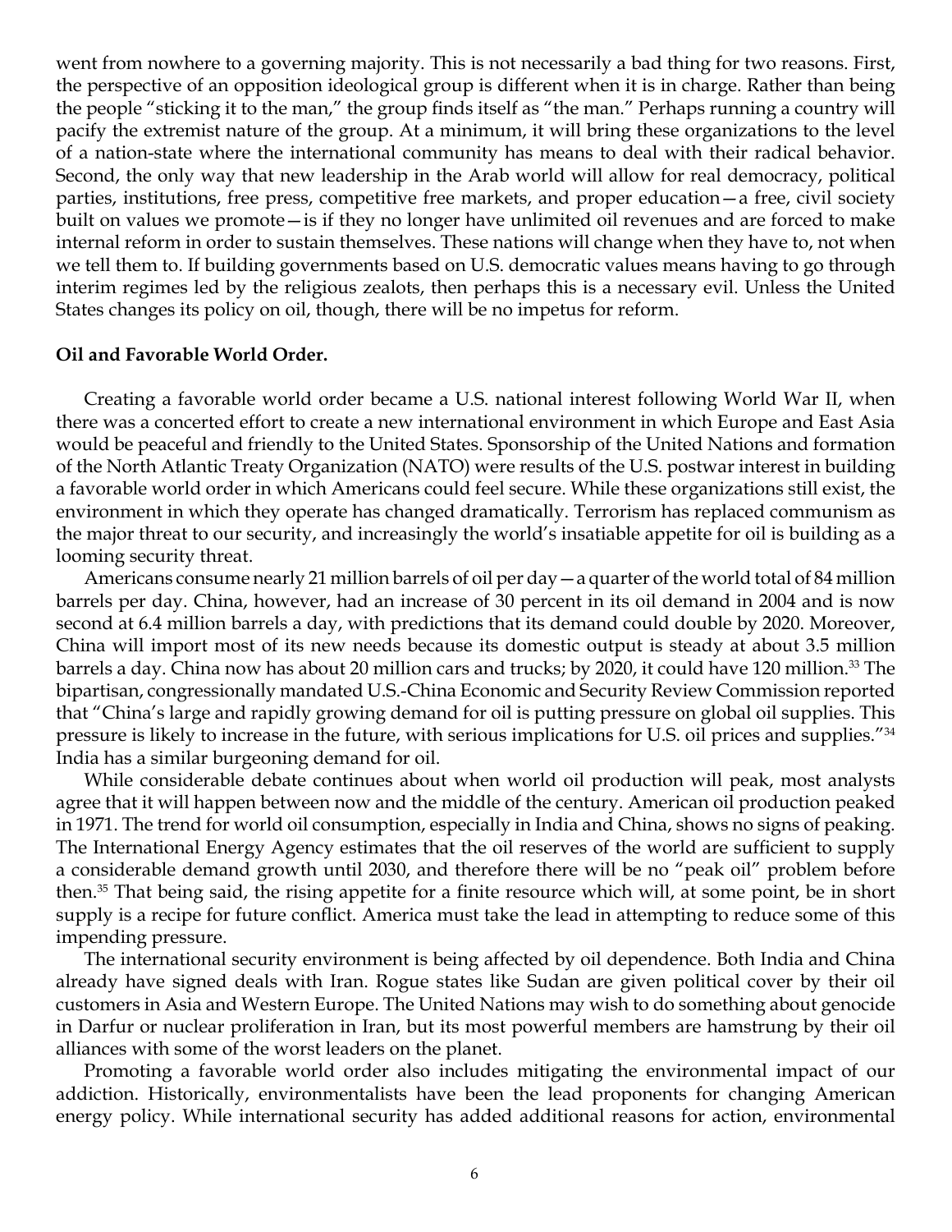went from nowhere to a governing majority. This is not necessarily a bad thing for two reasons. First, the perspective of an opposition ideological group is different when it is in charge. Rather than being the people "sticking it to the man," the group finds itself as "the man." Perhaps running a country will pacify the extremist nature of the group. At a minimum, it will bring these organizations to the level of a nation-state where the international community has means to deal with their radical behavior. Second, the only way that new leadership in the Arab world will allow for real democracy, political parties, institutions, free press, competitive free markets, and proper education—a free, civil society built on values we promote—is if they no longer have unlimited oil revenues and are forced to make internal reform in order to sustain themselves. These nations will change when they have to, not when we tell them to. If building governments based on U.S. democratic values means having to go through interim regimes led by the religious zealots, then perhaps this is a necessary evil. Unless the United States changes its policy on oil, though, there will be no impetus for reform.

**Oil and Favorable World Order.**

Creating a favorable world order became a U.S. national interest following World War II, when there was a concerted effort to create a new international environment in which Europe and East Asia would be peaceful and friendly to the United States. Sponsorship of the United Nations and formation of the North Atlantic Treaty Organization (NATO) were results of the U.S. postwar interest in building a favorable world order in which Americans could feel secure. While these organizations still exist, the environment in which they operate has changed dramatically. Terrorism has replaced communism as the major threat to our security, and increasingly the world's insatiable appetite for oil is building as a looming security threat.

Americans consume nearly 21 million barrels of oil per day—a quarter of the world total of 84 million barrels per day. China, however, had an increase of 30 percent in its oil demand in 2004 and is now second at 6.4 million barrels a day, with predictions that its demand could double by 2020. Moreover, China will import most of its new needs because its domestic output is steady at about 3.5 million barrels a day. China now has about 20 million cars and trucks; by 2020, it could have 120 million.[33] The bipartisan, congressionally mandated U.S.-China Economic and Security Review Commission reported that "China's large and rapidly growing demand for oil is putting pressure on global oil supplies. This pressure is likely to increase in the future, with serious implications for U.S. oil prices and supplies."[34] India has a similar burgeoning demand for oil.

While considerable debate continues about when world oil production will peak, most analysts agree that it will happen between now and the middle of the century. American oil production peaked in 1971. The trend for world oil consumption, especially in India and China, shows no signs of peaking. The International Energy Agency estimates that the oil reserves of the world are sufficient to supply a considerable demand growth until 2030, and therefore there will be no "peak oil" problem before then.[35] That being said, the rising appetite for a finite resource which will, at some point, be in short supply is a recipe for future conflict. America must take the lead in attempting to reduce some of this impending pressure.

The international security environment is being affected by oil dependence. Both India and China already have signed deals with Iran. Rogue states like Sudan are given political cover by their oil customers in Asia and Western Europe. The United Nations may wish to do something about genocide in Darfur or nuclear proliferation in Iran, but its most powerful members are hamstrung by their oil alliances with some of the worst leaders on the planet.

Promoting a favorable world order also includes mitigating the environmental impact of our addiction. Historically, environmentalists have been the lead proponents for changing American energy policy. While international security has added additional reasons for action, environmental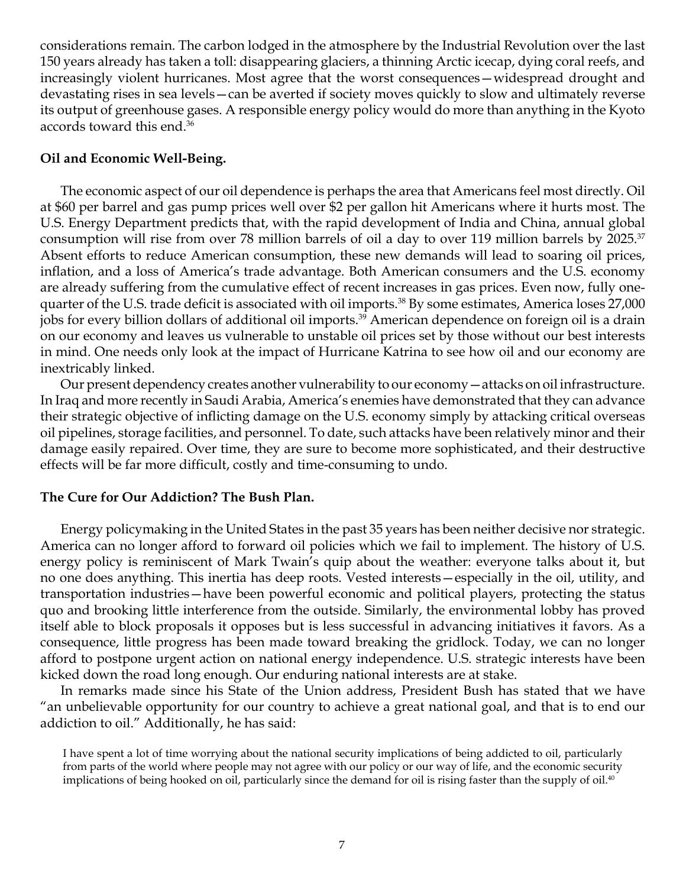considerations remain. The carbon lodged in the atmosphere by the Industrial Revolution over the last 150 years already has taken a toll: disappearing glaciers, a thinning Arctic icecap, dying coral reefs, and increasingly violent hurricanes. Most agree that the worst consequences—widespread drought and devastating rises in sea levels—can be averted if society moves quickly to slow and ultimately reverse its output of greenhouse gases. A responsible energy policy would do more than anything in the Kyoto accords toward this end.[36]

**Oil and Economic Well-Being.**

The economic aspect of our oil dependence is perhaps the area that Americans feel most directly. Oil at $60 per barrel and gas pump prices well over $2 per gallon hit Americans where it hurts most. The U.S. Energy Department predicts that, with the rapid development of India and China, annual global consumption will rise from over 78 million barrels of oil a day to over 119 million barrels by 2025.[37] Absent efforts to reduce American consumption, these new demands will lead to soaring oil prices, inflation, and a loss of America's trade advantage. Both American consumers and the U.S. economy are already suffering from the cumulative effect of recent increases in gas prices. Even now, fully one-quarter of the U.S. trade deficit is associated with oil imports.[38] By some estimates, America loses 27,000 jobs for every billion dollars of additional oil imports.[39] American dependence on foreign oil is a drain on our economy and leaves us vulnerable to unstable oil prices set by those without our best interests in mind. One needs only look at the impact of Hurricane Katrina to see how oil and our economy are inextricably linked.

Our present dependency creates another vulnerability to our economy—attacks on oil infrastructure. In Iraq and more recently in Saudi Arabia, America's enemies have demonstrated that they can advance their strategic objective of inflicting damage on the U.S. economy simply by attacking critical overseas oil pipelines, storage facilities, and personnel. To date, such attacks have been relatively minor and their damage easily repaired. Over time, they are sure to become more sophisticated, and their destructive effects will be far more difficult, costly and time-consuming to undo.

**The Cure for Our Addiction? The Bush Plan.**

Energy policymaking in the United States in the past 35 years has been neither decisive nor strategic. America can no longer afford to forward oil policies which we fail to implement. The history of U.S. energy policy is reminiscent of Mark Twain's quip about the weather: everyone talks about it, but no one does anything. This inertia has deep roots. Vested interests—especially in the oil, utility, and transportation industries—have been powerful economic and political players, protecting the status quo and brooking little interference from the outside. Similarly, the environmental lobby has proved itself able to block proposals it opposes but is less successful in advancing initiatives it favors. As a consequence, little progress has been made toward breaking the gridlock. Today, we can no longer afford to postpone urgent action on national energy independence. U.S. strategic interests have been kicked down the road long enough. Our enduring national interests are at stake.

In remarks made since his State of the Union address, President Bush has stated that we have "an unbelievable opportunity for our country to achieve a great national goal, and that is to end our addiction to oil." Additionally, he has said:

> I have spent a lot of time worrying about the national security implications of being addicted to oil, particularly from parts of the world where people may not agree with our policy or our way of life, and the economic security implications of being hooked on oil, particularly since the demand for oil is rising faster than the supply of oil.[40]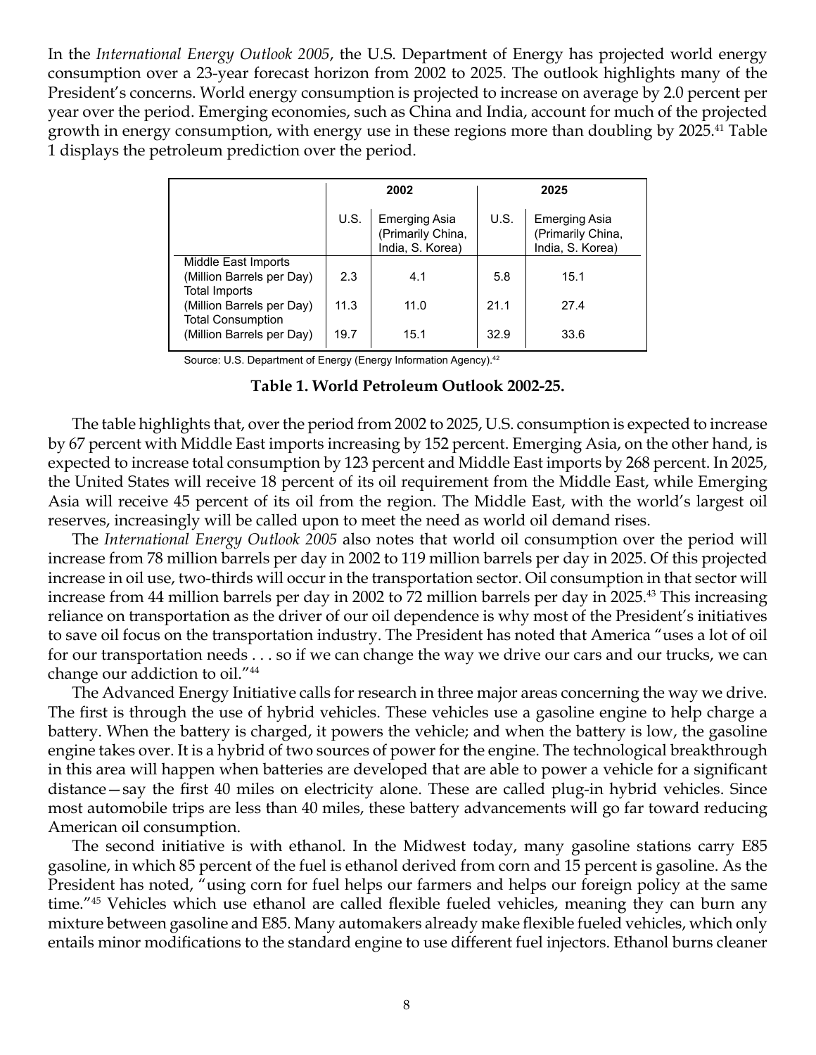In the *International Energy Outlook 2005*, the U.S. Department of Energy has projected world energy consumption over a 23-year forecast horizon from 2002 to 2025. The outlook highlights many of the President's concerns. World energy consumption is projected to increase on average by 2.0 percent per year over the period. Emerging economies, such as China and India, account for much of the projected growth in energy consumption, with energy use in these regions more than doubling by 2025.[41] Table 1 displays the petroleum prediction over the period.

| | 2002 | | 2025 | |
|---|---|---|---|---|
| | U.S. | Emerging Asia (Primarily China, India, S. Korea) | U.S. | Emerging Asia (Primarily China, India, S. Korea) |
| Middle East Imports (Million Barrels per Day) | 2.3 | 4.1 | 5.8 | 15.1 |
| Total Imports (Million Barrels per Day) | 11.3 | 11.0 | 21.1 | 27.4 |
| Total Consumption (Million Barrels per Day) | 19.7 | 15.1 | 32.9 | 33.6 |

Source: U.S. Department of Energy (Energy Information Agency).[42]

**Table 1. World Petroleum Outlook 2002-25.**

The table highlights that, over the period from 2002 to 2025, U.S. consumption is expected to increase by 67 percent with Middle East imports increasing by 152 percent. Emerging Asia, on the other hand, is expected to increase total consumption by 123 percent and Middle East imports by 268 percent. In 2025, the United States will receive 18 percent of its oil requirement from the Middle East, while Emerging Asia will receive 45 percent of its oil from the region. The Middle East, with the world's largest oil reserves, increasingly will be called upon to meet the need as world oil demand rises.

The *International Energy Outlook 2005* also notes that world oil consumption over the period will increase from 78 million barrels per day in 2002 to 119 million barrels per day in 2025. Of this projected increase in oil use, two-thirds will occur in the transportation sector. Oil consumption in that sector will increase from 44 million barrels per day in 2002 to 72 million barrels per day in 2025.[43] This increasing reliance on transportation as the driver of our oil dependence is why most of the President's initiatives to save oil focus on the transportation industry. The President has noted that America "uses a lot of oil for our transportation needs . . . so if we can change the way we drive our cars and our trucks, we can change our addiction to oil."[44]

The Advanced Energy Initiative calls for research in three major areas concerning the way we drive. The first is through the use of hybrid vehicles. These vehicles use a gasoline engine to help charge a battery. When the battery is charged, it powers the vehicle; and when the battery is low, the gasoline engine takes over. It is a hybrid of two sources of power for the engine. The technological breakthrough in this area will happen when batteries are developed that are able to power a vehicle for a significant distance—say the first 40 miles on electricity alone. These are called plug-in hybrid vehicles. Since most automobile trips are less than 40 miles, these battery advancements will go far toward reducing American oil consumption.

The second initiative is with ethanol. In the Midwest today, many gasoline stations carry E85 gasoline, in which 85 percent of the fuel is ethanol derived from corn and 15 percent is gasoline. As the President has noted, "using corn for fuel helps our farmers and helps our foreign policy at the same time."[45] Vehicles which use ethanol are called flexible fueled vehicles, meaning they can burn any mixture between gasoline and E85. Many automakers already make flexible fueled vehicles, which only entails minor modifications to the standard engine to use different fuel injectors. Ethanol burns cleaner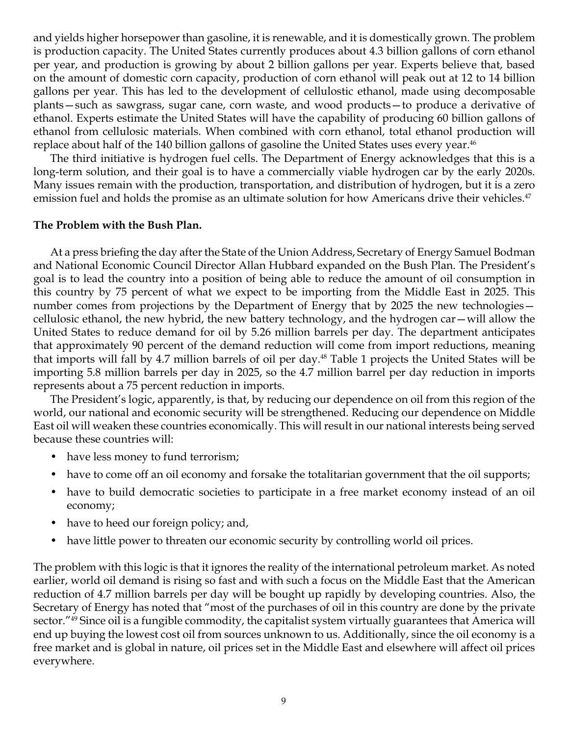and yields higher horsepower than gasoline, it is renewable, and it is domestically grown. The problem is production capacity. The United States currently produces about 4.3 billion gallons of corn ethanol per year, and production is growing by about 2 billion gallons per year. Experts believe that, based on the amount of domestic corn capacity, production of corn ethanol will peak out at 12 to 14 billion gallons per year. This has led to the development of cellulostic ethanol, made using decomposable plants—such as sawgrass, sugar cane, corn waste, and wood products—to produce a derivative of ethanol. Experts estimate the United States will have the capability of producing 60 billion gallons of ethanol from cellulosic materials. When combined with corn ethanol, total ethanol production will replace about half of the 140 billion gallons of gasoline the United States uses every year.[46]

The third initiative is hydrogen fuel cells. The Department of Energy acknowledges that this is a long-term solution, and their goal is to have a commercially viable hydrogen car by the early 2020s. Many issues remain with the production, transportation, and distribution of hydrogen, but it is a zero emission fuel and holds the promise as an ultimate solution for how Americans drive their vehicles.[47]

**The Problem with the Bush Plan.**

At a press briefing the day after the State of the Union Address, Secretary of Energy Samuel Bodman and National Economic Council Director Allan Hubbard expanded on the Bush Plan. The President's goal is to lead the country into a position of being able to reduce the amount of oil consumption in this country by 75 percent of what we expect to be importing from the Middle East in 2025. This number comes from projections by the Department of Energy that by 2025 the new technologies—cellulosic ethanol, the new hybrid, the new battery technology, and the hydrogen car—will allow the United States to reduce demand for oil by 5.26 million barrels per day. The department anticipates that approximately 90 percent of the demand reduction will come from import reductions, meaning that imports will fall by 4.7 million barrels of oil per day.[48] Table 1 projects the United States will be importing 5.8 million barrels per day in 2025, so the 4.7 million barrel per day reduction in imports represents about a 75 percent reduction in imports.

The President's logic, apparently, is that, by reducing our dependence on oil from this region of the world, our national and economic security will be strengthened. Reducing our dependence on Middle East oil will weaken these countries economically. This will result in our national interests being served because these countries will:

- have less money to fund terrorism;
- have to come off an oil economy and forsake the totalitarian government that the oil supports;
- have to build democratic societies to participate in a free market economy instead of an oil economy;
- have to heed our foreign policy; and,
- have little power to threaten our economic security by controlling world oil prices.

The problem with this logic is that it ignores the reality of the international petroleum market. As noted earlier, world oil demand is rising so fast and with such a focus on the Middle East that the American reduction of 4.7 million barrels per day will be bought up rapidly by developing countries. Also, the Secretary of Energy has noted that "most of the purchases of oil in this country are done by the private sector."[49] Since oil is a fungible commodity, the capitalist system virtually guarantees that America will end up buying the lowest cost oil from sources unknown to us. Additionally, since the oil economy is a free market and is global in nature, oil prices set in the Middle East and elsewhere will affect oil prices everywhere.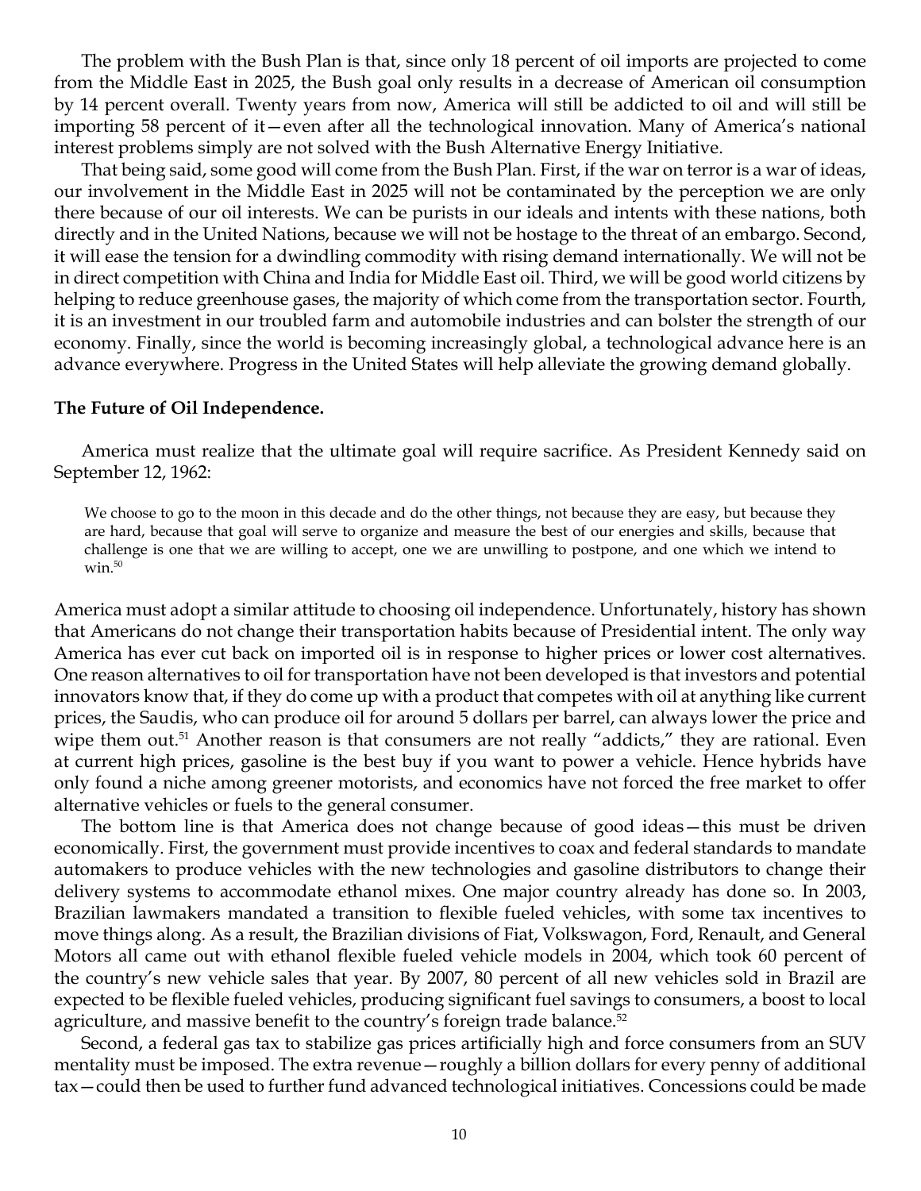The problem with the Bush Plan is that, since only 18 percent of oil imports are projected to come from the Middle East in 2025, the Bush goal only results in a decrease of American oil consumption by 14 percent overall. Twenty years from now, America will still be addicted to oil and will still be importing 58 percent of it—even after all the technological innovation. Many of America's national interest problems simply are not solved with the Bush Alternative Energy Initiative.

That being said, some good will come from the Bush Plan. First, if the war on terror is a war of ideas, our involvement in the Middle East in 2025 will not be contaminated by the perception we are only there because of our oil interests. We can be purists in our ideals and intents with these nations, both directly and in the United Nations, because we will not be hostage to the threat of an embargo. Second, it will ease the tension for a dwindling commodity with rising demand internationally. We will not be in direct competition with China and India for Middle East oil. Third, we will be good world citizens by helping to reduce greenhouse gases, the majority of which come from the transportation sector. Fourth, it is an investment in our troubled farm and automobile industries and can bolster the strength of our economy. Finally, since the world is becoming increasingly global, a technological advance here is an advance everywhere. Progress in the United States will help alleviate the growing demand globally.

**The Future of Oil Independence.**

America must realize that the ultimate goal will require sacrifice. As President Kennedy said on September 12, 1962:

> We choose to go to the moon in this decade and do the other things, not because they are easy, but because they are hard, because that goal will serve to organize and measure the best of our energies and skills, because that challenge is one that we are willing to accept, one we are unwilling to postpone, and one which we intend to win.[50]

America must adopt a similar attitude to choosing oil independence. Unfortunately, history has shown that Americans do not change their transportation habits because of Presidential intent. The only way America has ever cut back on imported oil is in response to higher prices or lower cost alternatives. One reason alternatives to oil for transportation have not been developed is that investors and potential innovators know that, if they do come up with a product that competes with oil at anything like current prices, the Saudis, who can produce oil for around 5 dollars per barrel, can always lower the price and wipe them out.[51] Another reason is that consumers are not really "addicts," they are rational. Even at current high prices, gasoline is the best buy if you want to power a vehicle. Hence hybrids have only found a niche among greener motorists, and economics have not forced the free market to offer alternative vehicles or fuels to the general consumer.

The bottom line is that America does not change because of good ideas—this must be driven economically. First, the government must provide incentives to coax and federal standards to mandate automakers to produce vehicles with the new technologies and gasoline distributors to change their delivery systems to accommodate ethanol mixes. One major country already has done so. In 2003, Brazilian lawmakers mandated a transition to flexible fueled vehicles, with some tax incentives to move things along. As a result, the Brazilian divisions of Fiat, Volkswagon, Ford, Renault, and General Motors all came out with ethanol flexible fueled vehicle models in 2004, which took 60 percent of the country's new vehicle sales that year. By 2007, 80 percent of all new vehicles sold in Brazil are expected to be flexible fueled vehicles, producing significant fuel savings to consumers, a boost to local agriculture, and massive benefit to the country's foreign trade balance.[52]

Second, a federal gas tax to stabilize gas prices artificially high and force consumers from an SUV mentality must be imposed. The extra revenue—roughly a billion dollars for every penny of additional tax—could then be used to further fund advanced technological initiatives. Concessions could be made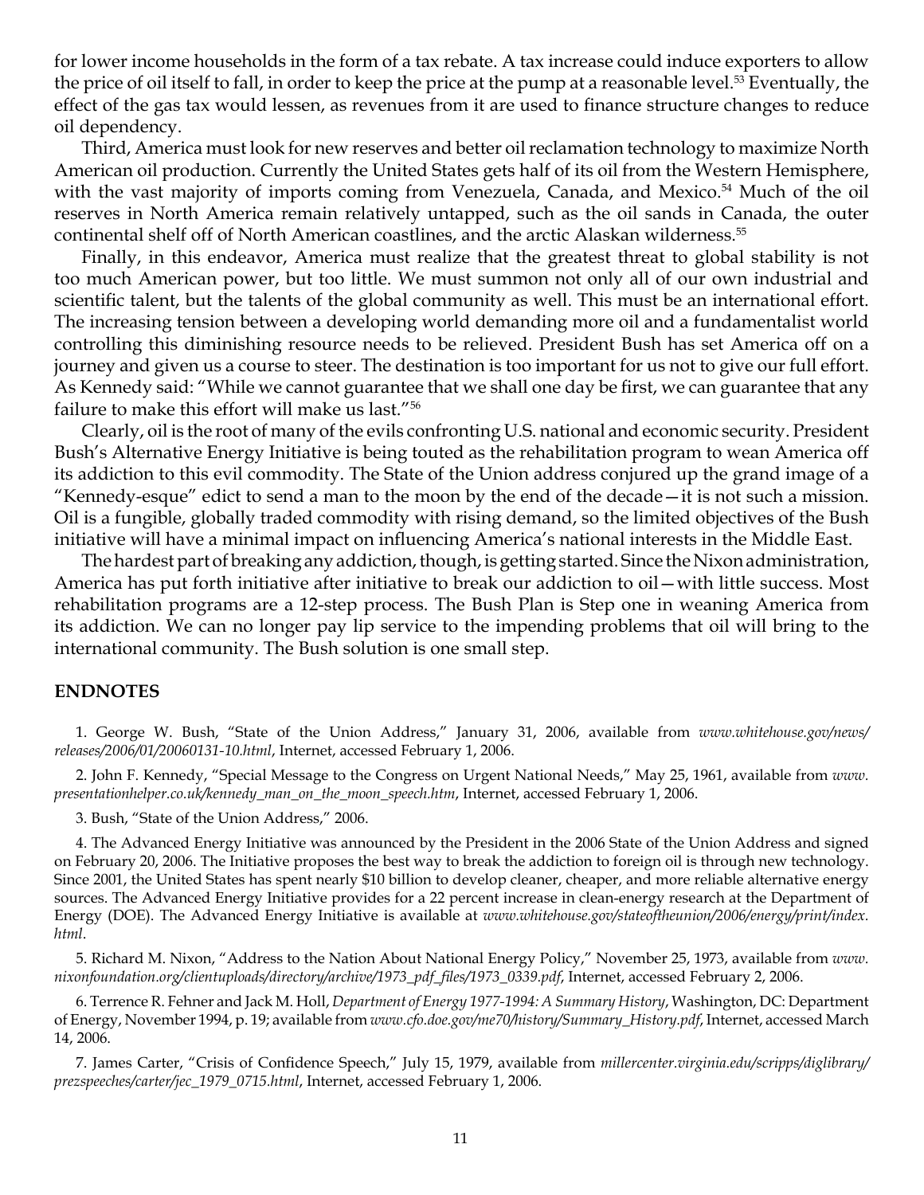for lower income households in the form of a tax rebate. A tax increase could induce exporters to allow the price of oil itself to fall, in order to keep the price at the pump at a reasonable level.[53] Eventually, the effect of the gas tax would lessen, as revenues from it are used to finance structure changes to reduce oil dependency.

Third, America must look for new reserves and better oil reclamation technology to maximize North American oil production. Currently the United States gets half of its oil from the Western Hemisphere, with the vast majority of imports coming from Venezuela, Canada, and Mexico.[54] Much of the oil reserves in North America remain relatively untapped, such as the oil sands in Canada, the outer continental shelf off of North American coastlines, and the arctic Alaskan wilderness.[55]

Finally, in this endeavor, America must realize that the greatest threat to global stability is not too much American power, but too little. We must summon not only all of our own industrial and scientific talent, but the talents of the global community as well. This must be an international effort. The increasing tension between a developing world demanding more oil and a fundamentalist world controlling this diminishing resource needs to be relieved. President Bush has set America off on a journey and given us a course to steer. The destination is too important for us not to give our full effort. As Kennedy said: "While we cannot guarantee that we shall one day be first, we can guarantee that any failure to make this effort will make us last."[56]

Clearly, oil is the root of many of the evils confronting U.S. national and economic security. President Bush's Alternative Energy Initiative is being touted as the rehabilitation program to wean America off its addiction to this evil commodity. The State of the Union address conjured up the grand image of a "Kennedy-esque" edict to send a man to the moon by the end of the decade—it is not such a mission. Oil is a fungible, globally traded commodity with rising demand, so the limited objectives of the Bush initiative will have a minimal impact on influencing America's national interests in the Middle East.

The hardest part of breaking any addiction, though, is getting started. Since the Nixon administration, America has put forth initiative after initiative to break our addiction to oil—with little success. Most rehabilitation programs are a 12-step process. The Bush Plan is Step one in weaning America from its addiction. We can no longer pay lip service to the impending problems that oil will bring to the international community. The Bush solution is one small step.

## ENDNOTES

1. George W. Bush, "State of the Union Address," January 31, 2006, available from *www.whitehouse.gov/news/releases/2006/01/20060131-10.html*, Internet, accessed February 1, 2006.

2. John F. Kennedy, "Special Message to the Congress on Urgent National Needs," May 25, 1961, available from *www.presentationhelper.co.uk/kennedy_man_on_the_moon_speech.htm*, Internet, accessed February 1, 2006.

3. Bush, "State of the Union Address," 2006.

4. The Advanced Energy Initiative was announced by the President in the 2006 State of the Union Address and signed on February 20, 2006. The Initiative proposes the best way to break the addiction to foreign oil is through new technology. Since 2001, the United States has spent nearly $10 billion to develop cleaner, cheaper, and more reliable alternative energy sources. The Advanced Energy Initiative provides for a 22 percent increase in clean-energy research at the Department of Energy (DOE). The Advanced Energy Initiative is available at *www.whitehouse.gov/stateoftheunion/2006/energy/print/index.html*.

5. Richard M. Nixon, "Address to the Nation About National Energy Policy," November 25, 1973, available from *www.nixonfoundation.org/clientuploads/directory/archive/1973_pdf_files/1973_0339.pdf*, Internet, accessed February 2, 2006.

6. Terrence R. Fehner and Jack M. Holl, *Department of Energy 1977-1994: A Summary History*, Washington, DC: Department of Energy, November 1994, p. 19; available from *www.cfo.doe.gov/me70/history/Summary_History.pdf*, Internet, accessed March 14, 2006.

7. James Carter, "Crisis of Confidence Speech," July 15, 1979, available from *millercenter.virginia.edu/scripps/diglibrary/prezspeeches/carter/jec_1979_0715.html*, Internet, accessed February 1, 2006.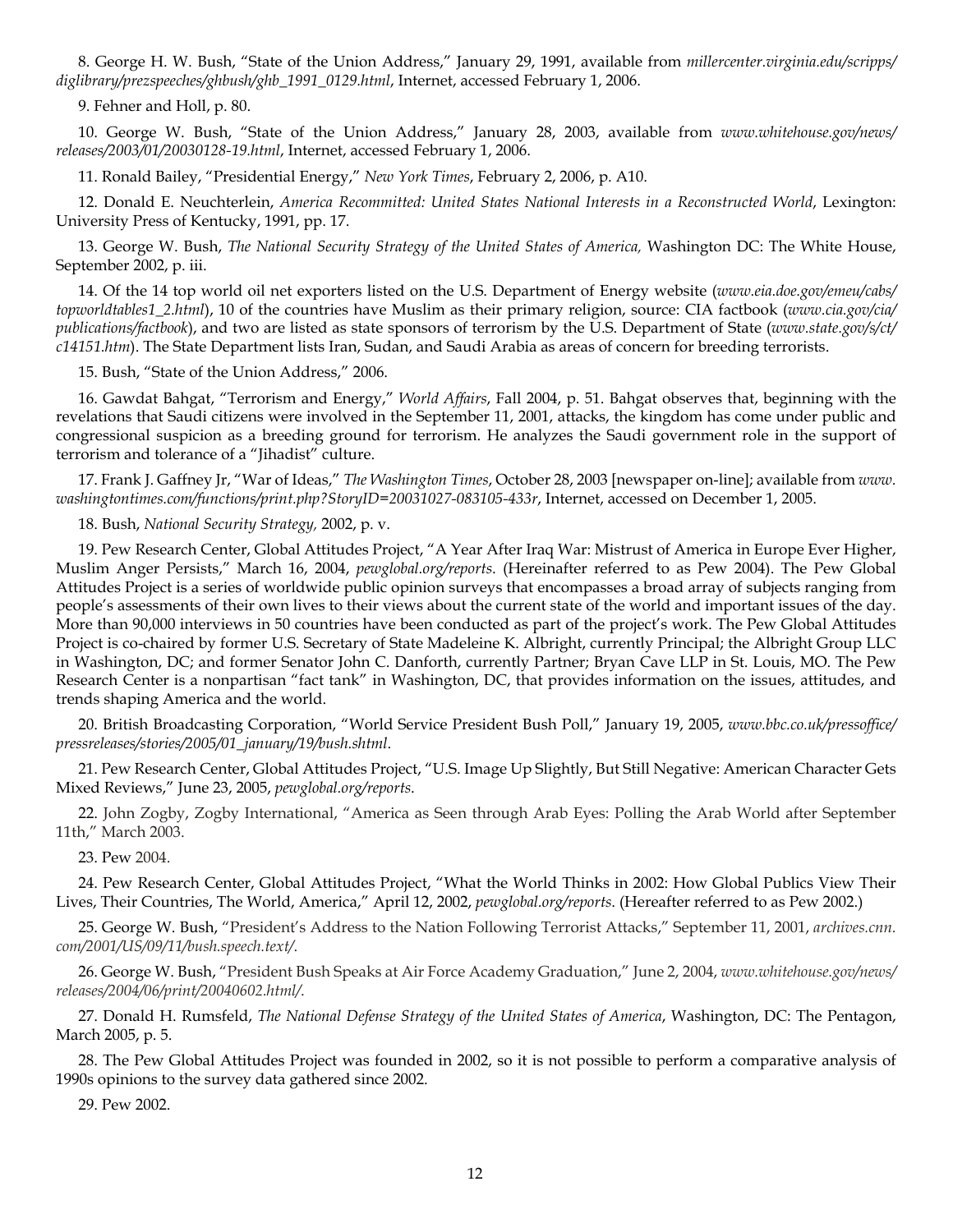8. George H. W. Bush, "State of the Union Address," January 29, 1991, available from *millercenter.virginia.edu/scripps/diglibrary/prezspeeches/ghbush/ghb_1991_0129.html*, Internet, accessed February 1, 2006.

9. Fehner and Holl, p. 80.

10. George W. Bush, "State of the Union Address," January 28, 2003, available from *www.whitehouse.gov/news/releases/2003/01/20030128-19.html*, Internet, accessed February 1, 2006.

11. Ronald Bailey, "Presidential Energy," *New York Times*, February 2, 2006, p. A10.

12. Donald E. Neuchterlein, *America Recommitted: United States National Interests in a Reconstructed World*, Lexington: University Press of Kentucky, 1991, pp. 17.

13. George W. Bush, *The National Security Strategy of the United States of America,* Washington DC: The White House, September 2002, p. iii.

14. Of the 14 top world oil net exporters listed on the U.S. Department of Energy website (*www.eia.doe.gov/emeu/cabs/topworldtables1_2.html*), 10 of the countries have Muslim as their primary religion, source: CIA factbook (*www.cia.gov/cia/publications/factbook*), and two are listed as state sponsors of terrorism by the U.S. Department of State (*www.state.gov/s/ct/c14151.htm*). The State Department lists Iran, Sudan, and Saudi Arabia as areas of concern for breeding terrorists.

15. Bush, "State of the Union Address," 2006.

16. Gawdat Bahgat, "Terrorism and Energy," *World Affairs*, Fall 2004, p. 51. Bahgat observes that, beginning with the revelations that Saudi citizens were involved in the September 11, 2001, attacks, the kingdom has come under public and congressional suspicion as a breeding ground for terrorism. He analyzes the Saudi government role in the support of terrorism and tolerance of a "Jihadist" culture.

17. Frank J. Gaffney Jr, "War of Ideas," *The Washington Times*, October 28, 2003 [newspaper on-line]; available from *www.washingtontimes.com/functions/print.php?StoryID=20031027-083105-433r*, Internet, accessed on December 1, 2005.

18. Bush, *National Security Strategy,* 2002, p. v.

19. Pew Research Center, Global Attitudes Project, "A Year After Iraq War: Mistrust of America in Europe Ever Higher, Muslim Anger Persists," March 16, 2004, *pewglobal.org/reports*. (Hereinafter referred to as Pew 2004). The Pew Global Attitudes Project is a series of worldwide public opinion surveys that encompasses a broad array of subjects ranging from people's assessments of their own lives to their views about the current state of the world and important issues of the day. More than 90,000 interviews in 50 countries have been conducted as part of the project's work. The Pew Global Attitudes Project is co-chaired by former U.S. Secretary of State Madeleine K. Albright, currently Principal; the Albright Group LLC in Washington, DC; and former Senator John C. Danforth, currently Partner; Bryan Cave LLP in St. Louis, MO. The Pew Research Center is a nonpartisan "fact tank" in Washington, DC, that provides information on the issues, attitudes, and trends shaping America and the world.

20. British Broadcasting Corporation, "World Service President Bush Poll," January 19, 2005, *www.bbc.co.uk/pressoffice/pressreleases/stories/2005/01_january/19/bush.shtml*.

21. Pew Research Center, Global Attitudes Project, "U.S. Image Up Slightly, But Still Negative: American Character Gets Mixed Reviews," June 23, 2005, *pewglobal.org/reports*.

22. John Zogby, Zogby International, "America as Seen through Arab Eyes: Polling the Arab World after September 11th," March 2003.

23. Pew 2004.

24. Pew Research Center, Global Attitudes Project, "What the World Thinks in 2002: How Global Publics View Their Lives, Their Countries, The World, America," April 12, 2002, *pewglobal.org/reports*. (Hereafter referred to as Pew 2002.)

25. George W. Bush, "President's Address to the Nation Following Terrorist Attacks," September 11, 2001, *archives.cnn.com/2001/US/09/11/bush.speech.text/*.

26. George W. Bush, "President Bush Speaks at Air Force Academy Graduation," June 2, 2004, *www.whitehouse.gov/news/releases/2004/06/print/20040602.html/*.

27. Donald H. Rumsfeld, *The National Defense Strategy of the United States of America*, Washington, DC: The Pentagon, March 2005, p. 5.

28. The Pew Global Attitudes Project was founded in 2002, so it is not possible to perform a comparative analysis of 1990s opinions to the survey data gathered since 2002.

29. Pew 2002.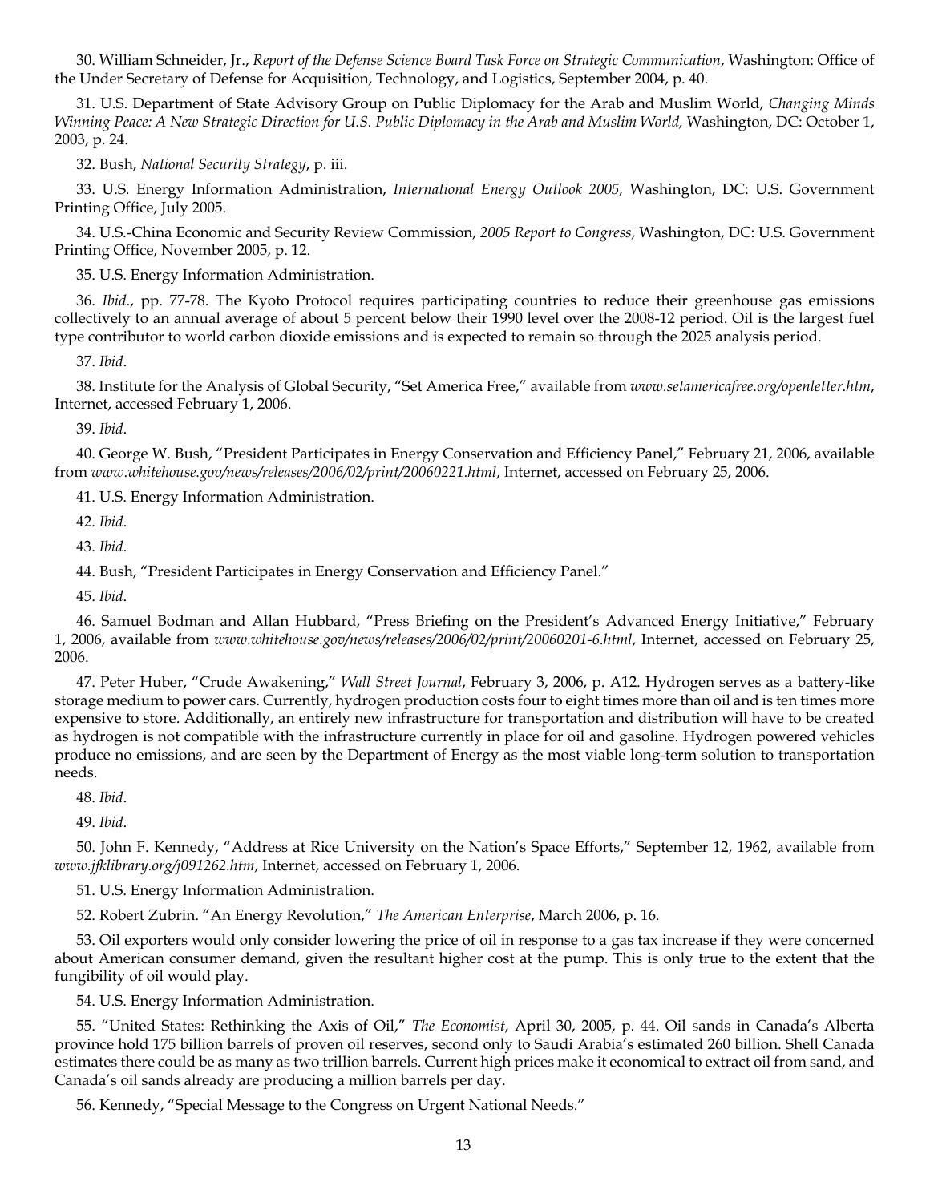30. William Schneider, Jr., *Report of the Defense Science Board Task Force on Strategic Communication*, Washington: Office of the Under Secretary of Defense for Acquisition, Technology, and Logistics, September 2004, p. 40.

31. U.S. Department of State Advisory Group on Public Diplomacy for the Arab and Muslim World, *Changing Minds Winning Peace: A New Strategic Direction for U.S. Public Diplomacy in the Arab and Muslim World,* Washington, DC: October 1, 2003, p. 24.

32. Bush, *National Security Strategy*, p. iii.

33. U.S. Energy Information Administration, *International Energy Outlook 2005,* Washington, DC: U.S. Government Printing Office, July 2005.

34. U.S.-China Economic and Security Review Commission, *2005 Report to Congress*, Washington, DC: U.S. Government Printing Office, November 2005, p. 12.

35. U.S. Energy Information Administration.

36. *Ibid*., pp. 77-78. The Kyoto Protocol requires participating countries to reduce their greenhouse gas emissions collectively to an annual average of about 5 percent below their 1990 level over the 2008-12 period. Oil is the largest fuel type contributor to world carbon dioxide emissions and is expected to remain so through the 2025 analysis period.

37. *Ibid*.

38. Institute for the Analysis of Global Security, "Set America Free," available from *www.setamericafree.org/openletter.htm*, Internet, accessed February 1, 2006.

39. *Ibid*.

40. George W. Bush, "President Participates in Energy Conservation and Efficiency Panel," February 21, 2006, available from *www.whitehouse.gov/news/releases/2006/02/print/20060221.html*, Internet, accessed on February 25, 2006.

41. U.S. Energy Information Administration.

42. *Ibid*.

43. *Ibid*.

44. Bush, "President Participates in Energy Conservation and Efficiency Panel."

45. *Ibid*.

46. Samuel Bodman and Allan Hubbard, "Press Briefing on the President's Advanced Energy Initiative," February 1, 2006, available from *www.whitehouse.gov/news/releases/2006/02/print/20060201-6.html*, Internet, accessed on February 25, 2006.

47. Peter Huber, "Crude Awakening," *Wall Street Journal*, February 3, 2006, p. A12. Hydrogen serves as a battery-like storage medium to power cars. Currently, hydrogen production costs four to eight times more than oil and is ten times more expensive to store. Additionally, an entirely new infrastructure for transportation and distribution will have to be created as hydrogen is not compatible with the infrastructure currently in place for oil and gasoline. Hydrogen powered vehicles produce no emissions, and are seen by the Department of Energy as the most viable long-term solution to transportation needs.

48. *Ibid*.

49. *Ibid*.

50. John F. Kennedy, "Address at Rice University on the Nation's Space Efforts," September 12, 1962, available from *www.jfklibrary.org/j091262.htm*, Internet, accessed on February 1, 2006.

51. U.S. Energy Information Administration.

52. Robert Zubrin. "An Energy Revolution," *The American Enterprise*, March 2006, p. 16.

53. Oil exporters would only consider lowering the price of oil in response to a gas tax increase if they were concerned about American consumer demand, given the resultant higher cost at the pump. This is only true to the extent that the fungibility of oil would play.

54. U.S. Energy Information Administration.

55. "United States: Rethinking the Axis of Oil," *The Economist*, April 30, 2005, p. 44. Oil sands in Canada's Alberta province hold 175 billion barrels of proven oil reserves, second only to Saudi Arabia's estimated 260 billion. Shell Canada estimates there could be as many as two trillion barrels. Current high prices make it economical to extract oil from sand, and Canada's oil sands already are producing a million barrels per day.

56. Kennedy, "Special Message to the Congress on Urgent National Needs."